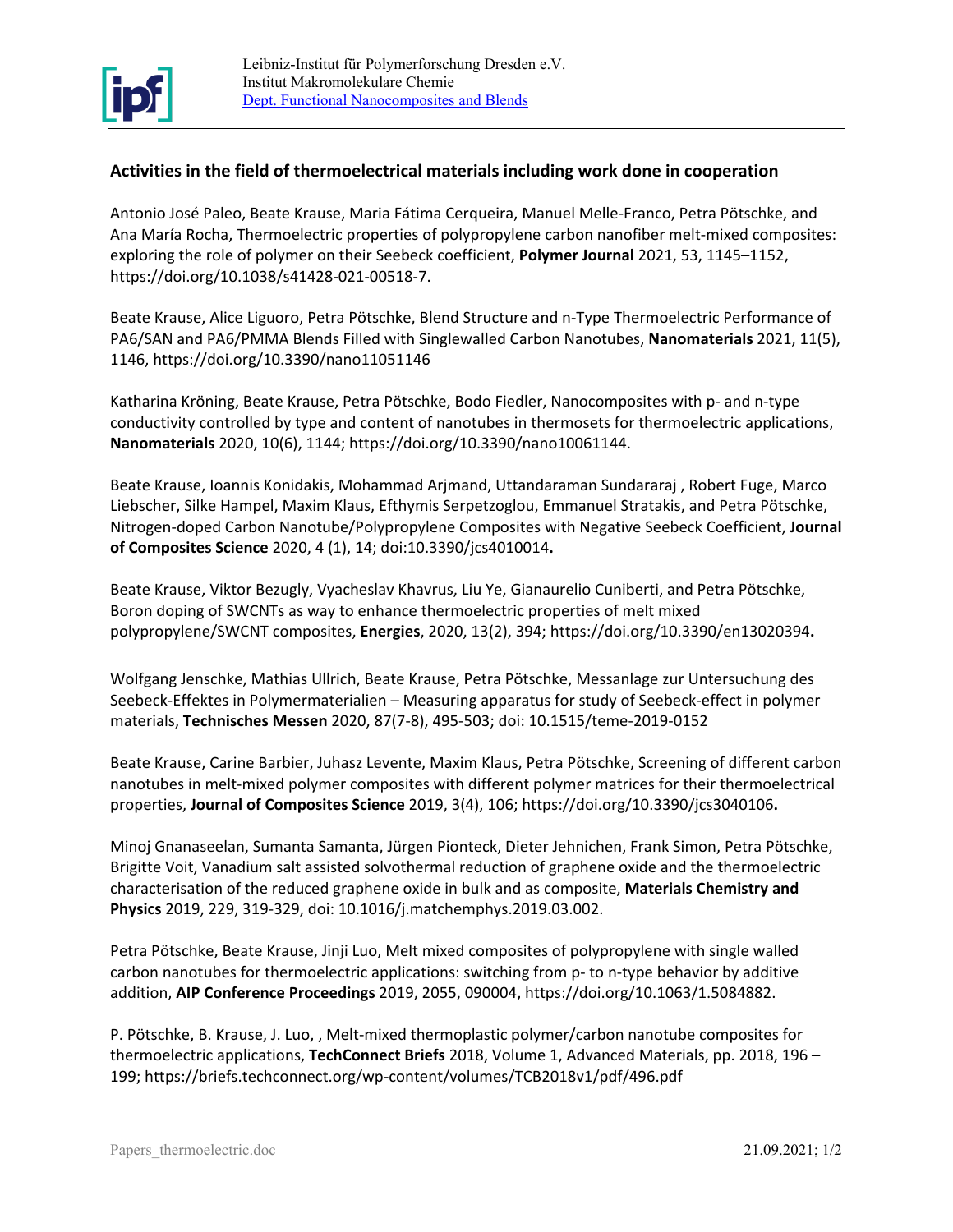Leibniz-Institut für Polymerforschung Dresden e.V.
Institut Makromolekulare Chemie
Dept. Functional Nanocomposites and Blends

## Activities in the field of thermoelectrical materials including work done in cooperation

Antonio José Paleo, Beate Krause, Maria Fátima Cerqueira, Manuel Melle-Franco, Petra Pötschke, and Ana María Rocha, Thermoelectric properties of polypropylene carbon nanofiber melt-mixed composites: exploring the role of polymer on their Seebeck coefficient, **Polymer Journal** 2021, 53, 1145–1152, https://doi.org/10.1038/s41428-021-00518-7.

Beate Krause, Alice Liguoro, Petra Pötschke, Blend Structure and n-Type Thermoelectric Performance of PA6/SAN and PA6/PMMA Blends Filled with Singlewalled Carbon Nanotubes, **Nanomaterials** 2021, 11(5), 1146, https://doi.org/10.3390/nano11051146

Katharina Kröning, Beate Krause, Petra Pötschke, Bodo Fiedler, Nanocomposites with p- and n-type conductivity controlled by type and content of nanotubes in thermosets for thermoelectric applications, **Nanomaterials** 2020, 10(6), 1144; https://doi.org/10.3390/nano10061144.

Beate Krause, Ioannis Konidakis, Mohammad Arjmand, Uttandaraman Sundararaj , Robert Fuge, Marco Liebscher, Silke Hampel, Maxim Klaus, Efthymis Serpetzoglou, Emmanuel Stratakis, and Petra Pötschke, Nitrogen-doped Carbon Nanotube/Polypropylene Composites with Negative Seebeck Coefficient, **Journal of Composites Science** 2020, 4 (1), 14; doi:10.3390/jcs4010014**.**

Beate Krause, Viktor Bezugly, Vyacheslav Khavrus, Liu Ye, Gianaurelio Cuniberti, and Petra Pötschke, Boron doping of SWCNTs as way to enhance thermoelectric properties of melt mixed polypropylene/SWCNT composites, **Energies**, 2020, 13(2), 394; https://doi.org/10.3390/en13020394**.**

Wolfgang Jenschke, Mathias Ullrich, Beate Krause, Petra Pötschke, Messanlage zur Untersuchung des Seebeck-Effektes in Polymermaterialien – Measuring apparatus for study of Seebeck-effect in polymer materials, **Technisches Messen** 2020, 87(7-8), 495-503; doi: 10.1515/teme-2019-0152

Beate Krause, Carine Barbier, Juhasz Levente, Maxim Klaus, Petra Pötschke, Screening of different carbon nanotubes in melt-mixed polymer composites with different polymer matrices for their thermoelectrical properties, **Journal of Composites Science** 2019, 3(4), 106; https://doi.org/10.3390/jcs3040106**.**

Minoj Gnanaseelan, Sumanta Samanta, Jürgen Pionteck, Dieter Jehnichen, Frank Simon, Petra Pötschke, Brigitte Voit, Vanadium salt assisted solvothermal reduction of graphene oxide and the thermoelectric characterisation of the reduced graphene oxide in bulk and as composite, **Materials Chemistry and Physics** 2019, 229, 319-329, doi: 10.1016/j.matchemphys.2019.03.002.

Petra Pötschke, Beate Krause, Jinji Luo, Melt mixed composites of polypropylene with single walled carbon nanotubes for thermoelectric applications: switching from p- to n-type behavior by additive addition, **AIP Conference Proceedings** 2019, 2055, 090004, https://doi.org/10.1063/1.5084882.

P. Pötschke, B. Krause, J. Luo, , Melt-mixed thermoplastic polymer/carbon nanotube composites for thermoelectric applications, **TechConnect Briefs** 2018, Volume 1, Advanced Materials, pp. 2018, 196 – 199; https://briefs.techconnect.org/wp-content/volumes/TCB2018v1/pdf/496.pdf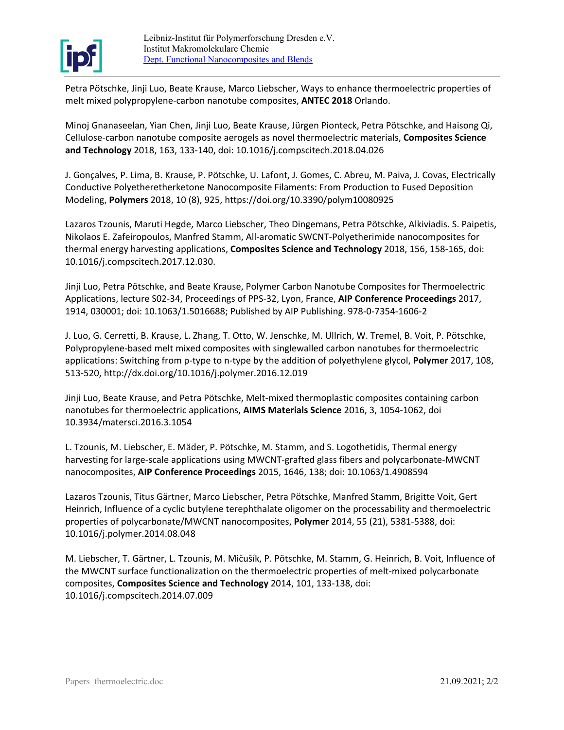Petra Pötschke, Jinji Luo, Beate Krause, Marco Liebscher, Ways to enhance thermoelectric properties of melt mixed polypropylene-carbon nanotube composites, **ANTEC 2018** Orlando.

Minoj Gnanaseelan, Yian Chen, Jinji Luo, Beate Krause, Jürgen Pionteck, Petra Pötschke, and Haisong Qi, Cellulose-carbon nanotube composite aerogels as novel thermoelectric materials, **Composites Science and Technology** 2018, 163, 133-140, doi: 10.1016/j.compscitech.2018.04.026

J. Gonçalves, P. Lima, B. Krause, P. Pötschke, U. Lafont, J. Gomes, C. Abreu, M. Paiva, J. Covas, Electrically Conductive Polyetheretherketone Nanocomposite Filaments: From Production to Fused Deposition Modeling, **Polymers** 2018, 10 (8), 925, https://doi.org/10.3390/polym10080925

Lazaros Tzounis, Maruti Hegde, Marco Liebscher, Theo Dingemans, Petra Pötschke, Alkiviadis. S. Paipetis, Nikolaos E. Zafeiropoulos, Manfred Stamm, All-aromatic SWCNT-Polyetherimide nanocomposites for thermal energy harvesting applications, **Composites Science and Technology** 2018, 156, 158-165, doi: 10.1016/j.compscitech.2017.12.030.

Jinji Luo, Petra Pötschke, and Beate Krause, Polymer Carbon Nanotube Composites for Thermoelectric Applications, lecture S02-34, Proceedings of PPS-32, Lyon, France, **AIP Conference Proceedings** 2017, 1914, 030001; doi: 10.1063/1.5016688; Published by AIP Publishing. 978-0-7354-1606-2

J. Luo, G. Cerretti, B. Krause, L. Zhang, T. Otto, W. Jenschke, M. Ullrich, W. Tremel, B. Voit, P. Pötschke, Polypropylene-based melt mixed composites with singlewalled carbon nanotubes for thermoelectric applications: Switching from p-type to n-type by the addition of polyethylene glycol, **Polymer** 2017, 108, 513-520, http://dx.doi.org/10.1016/j.polymer.2016.12.019

Jinji Luo, Beate Krause, and Petra Pötschke, Melt-mixed thermoplastic composites containing carbon nanotubes for thermoelectric applications, **AIMS Materials Science** 2016, 3, 1054-1062, doi 10.3934/matersci.2016.3.1054

L. Tzounis, M. Liebscher, E. Mäder, P. Pötschke, M. Stamm, and S. Logothetidis, Thermal energy harvesting for large-scale applications using MWCNT-grafted glass fibers and polycarbonate-MWCNT nanocomposites, **AIP Conference Proceedings** 2015, 1646, 138; doi: 10.1063/1.4908594

Lazaros Tzounis, Titus Gärtner, Marco Liebscher, Petra Pötschke, Manfred Stamm, Brigitte Voit, Gert Heinrich, Influence of a cyclic butylene terephthalate oligomer on the processability and thermoelectric properties of polycarbonate/MWCNT nanocomposites, **Polymer** 2014, 55 (21), 5381-5388, doi: 10.1016/j.polymer.2014.08.048

M. Liebscher, T. Gärtner, L. Tzounis, M. Mičušík, P. Pötschke, M. Stamm, G. Heinrich, B. Voit, Influence of the MWCNT surface functionalization on the thermoelectric properties of melt-mixed polycarbonate composites, **Composites Science and Technology** 2014, 101, 133-138, doi: 10.1016/j.compscitech.2014.07.009